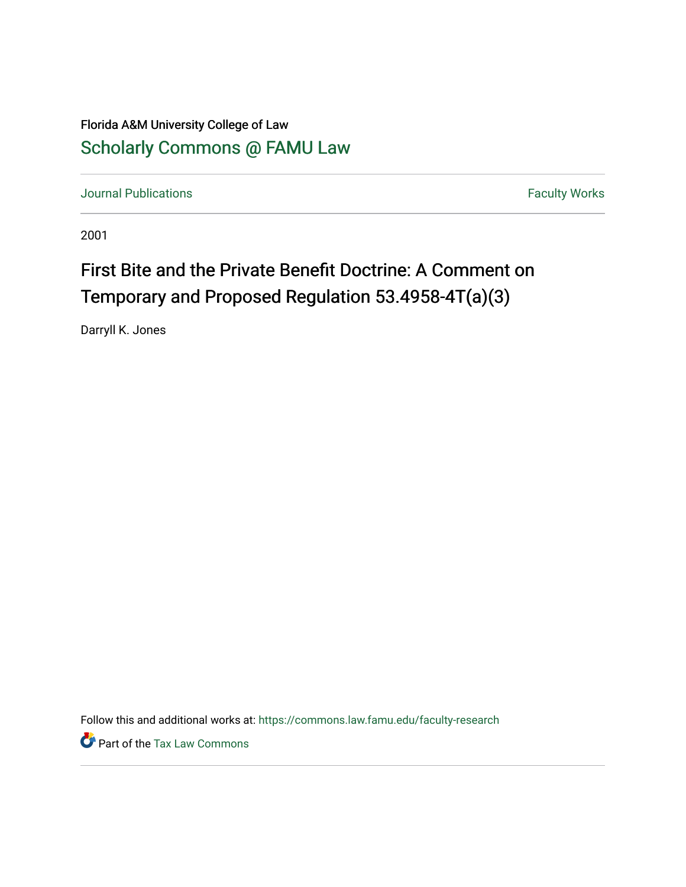Florida A&M University College of Law

# Scholarly Commons @ FAMU Law

Journal Publications | Faculty Works

2001

## First Bite and the Private Benefit Doctrine: A Comment on Temporary and Proposed Regulation 53.4958-4T(a)(3)

Darryll K. Jones

Follow this and additional works at: https://commons.law.famu.edu/faculty-research

Part of the Tax Law Commons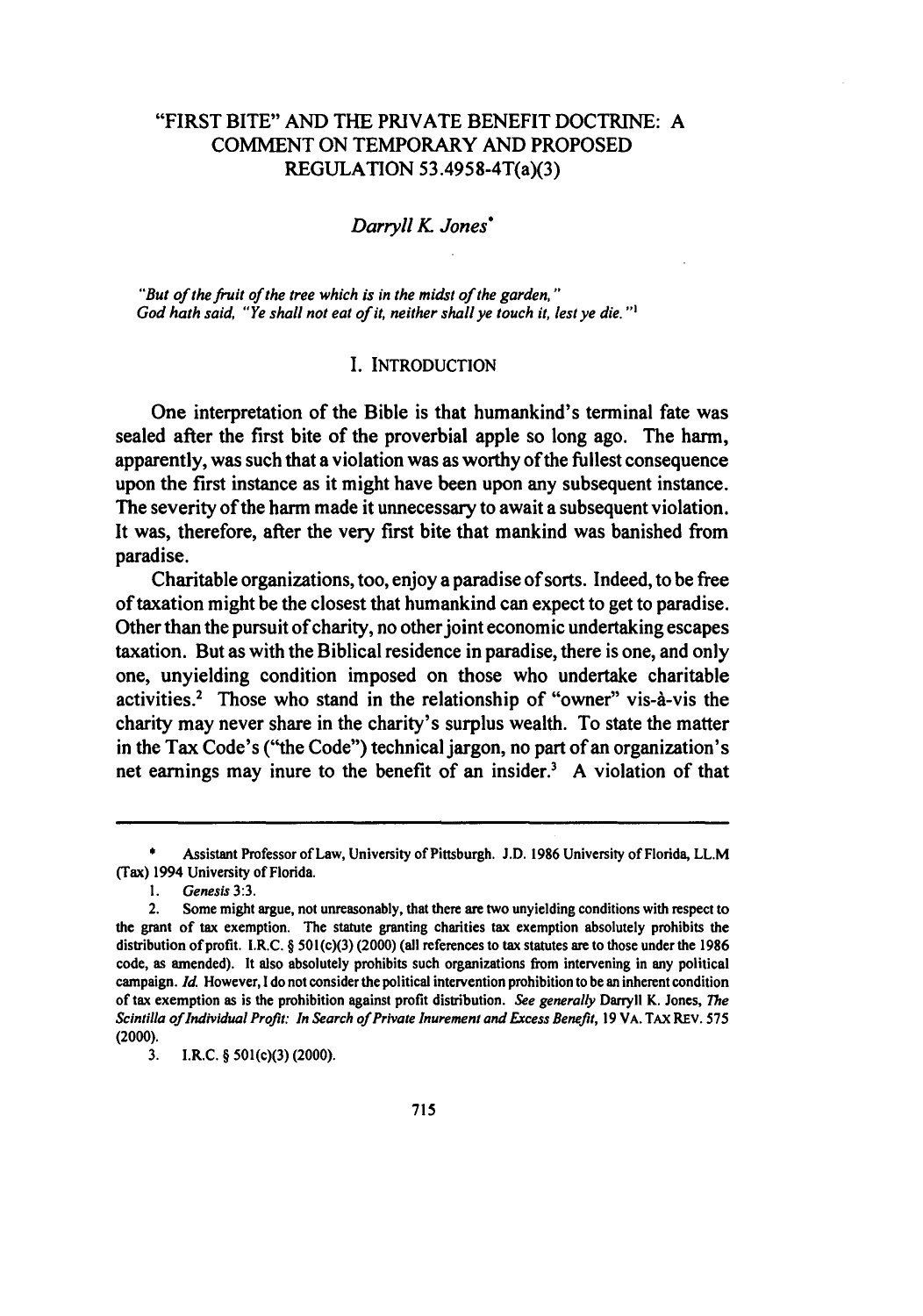# "FIRST BITE" AND THE PRIVATE BENEFIT DOCTRINE: A COMMENT ON TEMPORARY AND PROPOSED REGULATION 53.4958-4T(a)(3)

*Darryll K. Jones*[*]

*"But of the fruit of the tree which is in the midst of the garden," God hath said, "Ye shall not eat of it, neither shall ye touch it, lest ye die."*[1]

## I. INTRODUCTION

One interpretation of the Bible is that humankind's terminal fate was sealed after the first bite of the proverbial apple so long ago. The harm, apparently, was such that a violation was as worthy of the fullest consequence upon the first instance as it might have been upon any subsequent instance. The severity of the harm made it unnecessary to await a subsequent violation. It was, therefore, after the very first bite that mankind was banished from paradise.

Charitable organizations, too, enjoy a paradise of sorts. Indeed, to be free of taxation might be the closest that humankind can expect to get to paradise. Other than the pursuit of charity, no other joint economic undertaking escapes taxation. But as with the Biblical residence in paradise, there is one, and only one, unyielding condition imposed on those who undertake charitable activities.[2] Those who stand in the relationship of "owner" vis-à-vis the charity may never share in the charity's surplus wealth. To state the matter in the Tax Code's ("the Code") technical jargon, no part of an organization's net earnings may inure to the benefit of an insider.[3] A violation of that

---

\* Assistant Professor of Law, University of Pittsburgh. J.D. 1986 University of Florida, LL.M (Tax) 1994 University of Florida.

1. *Genesis* 3:3.

2. Some might argue, not unreasonably, that there are two unyielding conditions with respect to the grant of tax exemption. The statute granting charities tax exemption absolutely prohibits the distribution of profit. I.R.C. § 501(c)(3) (2000) (all references to tax statutes are to those under the 1986 code, as amended). It also absolutely prohibits such organizations from intervening in any political campaign. *Id.* However, I do not consider the political intervention prohibition to be an inherent condition of tax exemption as is the prohibition against profit distribution. *See generally* Darryll K. Jones, *The Scintilla of Individual Profit: In Search of Private Inurement and Excess Benefit*, 19 VA. TAX REV. 575 (2000).

3. I.R.C. § 501(c)(3) (2000).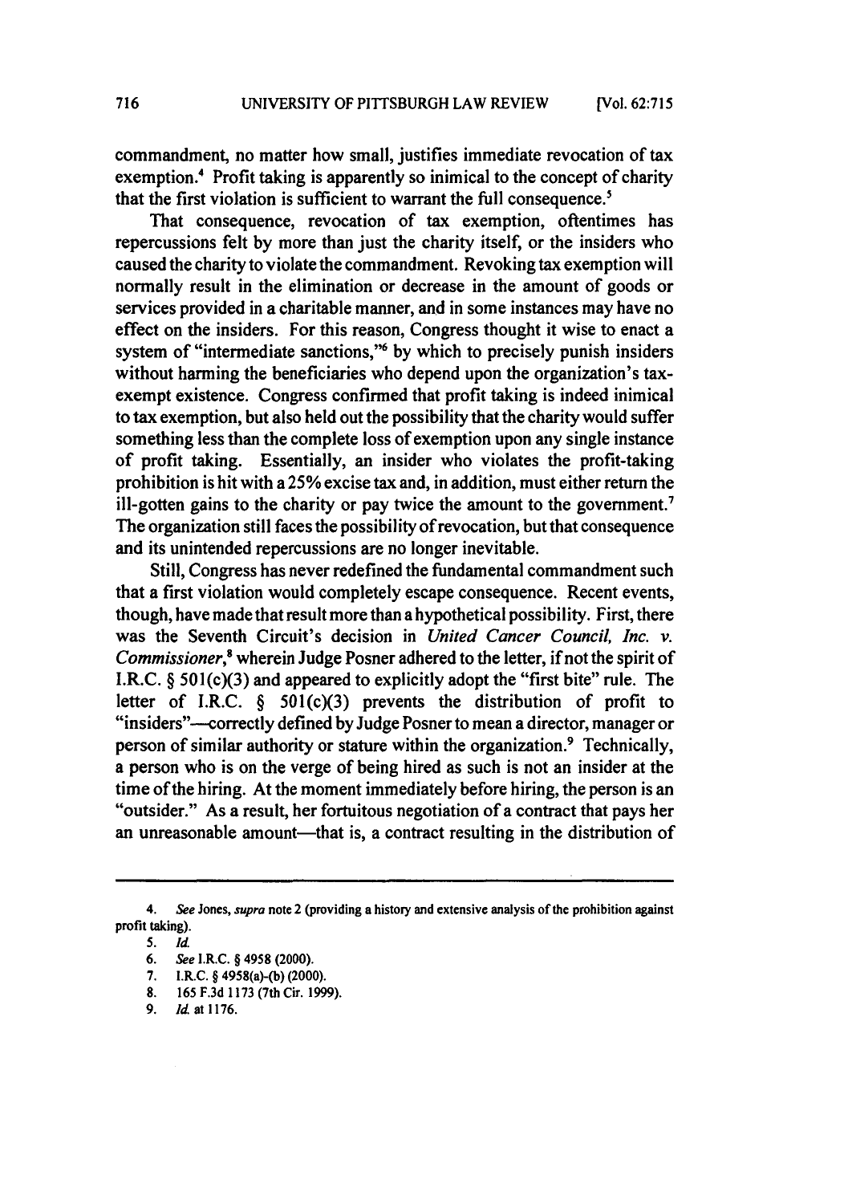commandment, no matter how small, justifies immediate revocation of tax exemption.[4] Profit taking is apparently so inimical to the concept of charity that the first violation is sufficient to warrant the full consequence.[5]

That consequence, revocation of tax exemption, oftentimes has repercussions felt by more than just the charity itself, or the insiders who caused the charity to violate the commandment. Revoking tax exemption will normally result in the elimination or decrease in the amount of goods or services provided in a charitable manner, and in some instances may have no effect on the insiders. For this reason, Congress thought it wise to enact a system of "intermediate sanctions,"[6] by which to precisely punish insiders without harming the beneficiaries who depend upon the organization's tax-exempt existence. Congress confirmed that profit taking is indeed inimical to tax exemption, but also held out the possibility that the charity would suffer something less than the complete loss of exemption upon any single instance of profit taking. Essentially, an insider who violates the profit-taking prohibition is hit with a 25% excise tax and, in addition, must either return the ill-gotten gains to the charity or pay twice the amount to the government.[7] The organization still faces the possibility of revocation, but that consequence and its unintended repercussions are no longer inevitable.

Still, Congress has never redefined the fundamental commandment such that a first violation would completely escape consequence. Recent events, though, have made that result more than a hypothetical possibility. First, there was the Seventh Circuit's decision in *United Cancer Council, Inc. v. Commissioner*,[8] wherein Judge Posner adhered to the letter, if not the spirit of I.R.C. § 501(c)(3) and appeared to explicitly adopt the "first bite" rule. The letter of I.R.C. § 501(c)(3) prevents the distribution of profit to "insiders"—correctly defined by Judge Posner to mean a director, manager or person of similar authority or stature within the organization.[9] Technically, a person who is on the verge of being hired as such is not an insider at the time of the hiring. At the moment immediately before hiring, the person is an "outsider." As a result, her fortuitous negotiation of a contract that pays her an unreasonable amount—that is, a contract resulting in the distribution of

---

4. *See* Jones, *supra* note 2 (providing a history and extensive analysis of the prohibition against profit taking).

5. *Id.*

6. *See* I.R.C. § 4958 (2000).

7. I.R.C. § 4958(a)-(b) (2000).

8. 165 F.3d 1173 (7th Cir. 1999).

9. *Id.* at 1176.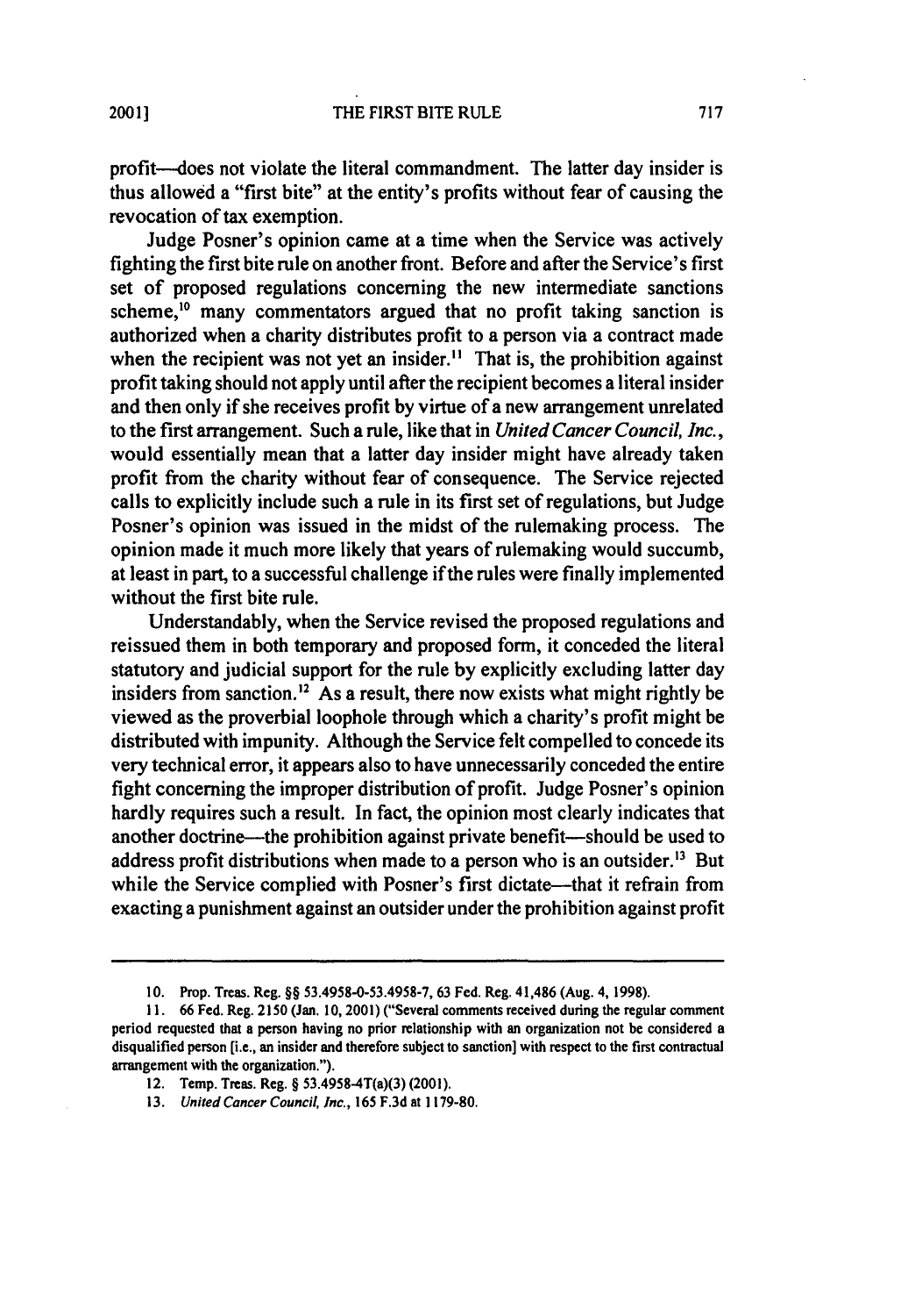profit—does not violate the literal commandment. The latter day insider is thus allowed a "first bite" at the entity's profits without fear of causing the revocation of tax exemption.

Judge Posner's opinion came at a time when the Service was actively fighting the first bite rule on another front. Before and after the Service's first set of proposed regulations concerning the new intermediate sanctions scheme,[10] many commentators argued that no profit taking sanction is authorized when a charity distributes profit to a person via a contract made when the recipient was not yet an insider.[11] That is, the prohibition against profit taking should not apply until after the recipient becomes a literal insider and then only if she receives profit by virtue of a new arrangement unrelated to the first arrangement. Such a rule, like that in *United Cancer Council, Inc.*, would essentially mean that a latter day insider might have already taken profit from the charity without fear of consequence. The Service rejected calls to explicitly include such a rule in its first set of regulations, but Judge Posner's opinion was issued in the midst of the rulemaking process. The opinion made it much more likely that years of rulemaking would succumb, at least in part, to a successful challenge if the rules were finally implemented without the first bite rule.

Understandably, when the Service revised the proposed regulations and reissued them in both temporary and proposed form, it conceded the literal statutory and judicial support for the rule by explicitly excluding latter day insiders from sanction.[12] As a result, there now exists what might rightly be viewed as the proverbial loophole through which a charity's profit might be distributed with impunity. Although the Service felt compelled to concede its very technical error, it appears also to have unnecessarily conceded the entire fight concerning the improper distribution of profit. Judge Posner's opinion hardly requires such a result. In fact, the opinion most clearly indicates that another doctrine—the prohibition against private benefit—should be used to address profit distributions when made to a person who is an outsider.[13] But while the Service complied with Posner's first dictate—that it refrain from exacting a punishment against an outsider under the prohibition against profit

---

10. Prop. Treas. Reg. §§ 53.4958-0-53.4958-7, 63 Fed. Reg. 41,486 (Aug. 4, 1998).

11. 66 Fed. Reg. 2150 (Jan. 10, 2001) ("Several comments received during the regular comment period requested that a person having no prior relationship with an organization not be considered a disqualified person [i.e., an insider and therefore subject to sanction] with respect to the first contractual arrangement with the organization.").

12. Temp. Treas. Reg. § 53.4958-4T(a)(3) (2001).

13. *United Cancer Council, Inc.*, 165 F.3d at 1179-80.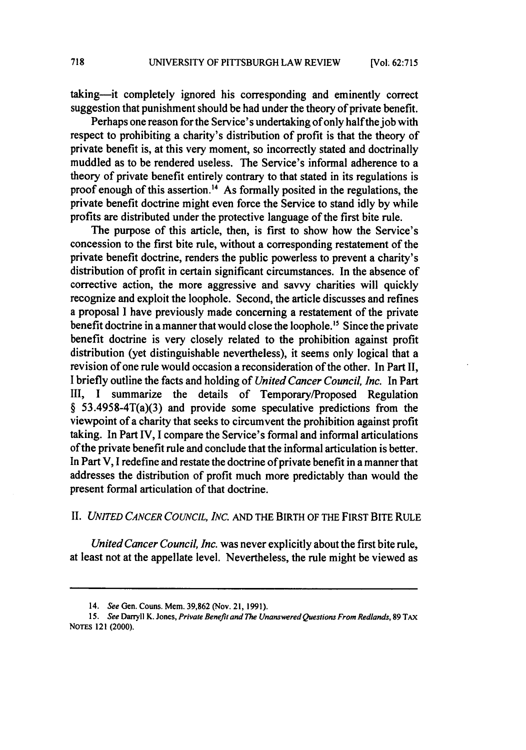taking—it completely ignored his corresponding and eminently correct suggestion that punishment should be had under the theory of private benefit.

Perhaps one reason for the Service's undertaking of only half the job with respect to prohibiting a charity's distribution of profit is that the theory of private benefit is, at this very moment, so incorrectly stated and doctrinally muddled as to be rendered useless. The Service's informal adherence to a theory of private benefit entirely contrary to that stated in its regulations is proof enough of this assertion.[14] As formally posited in the regulations, the private benefit doctrine might even force the Service to stand idly by while profits are distributed under the protective language of the first bite rule.

The purpose of this article, then, is first to show how the Service's concession to the first bite rule, without a corresponding restatement of the private benefit doctrine, renders the public powerless to prevent a charity's distribution of profit in certain significant circumstances. In the absence of corrective action, the more aggressive and savvy charities will quickly recognize and exploit the loophole. Second, the article discusses and refines a proposal I have previously made concerning a restatement of the private benefit doctrine in a manner that would close the loophole.[15] Since the private benefit doctrine is very closely related to the prohibition against profit distribution (yet distinguishable nevertheless), it seems only logical that a revision of one rule would occasion a reconsideration of the other. In Part II, I briefly outline the facts and holding of *United Cancer Council, Inc.* In Part III, I summarize the details of Temporary/Proposed Regulation § 53.4958-4T(a)(3) and provide some speculative predictions from the viewpoint of a charity that seeks to circumvent the prohibition against profit taking. In Part IV, I compare the Service's formal and informal articulations of the private benefit rule and conclude that the informal articulation is better. In Part V, I redefine and restate the doctrine of private benefit in a manner that addresses the distribution of profit much more predictably than would the present formal articulation of that doctrine.

## II. *UNITED CANCER COUNCIL, INC.* AND THE BIRTH OF THE FIRST BITE RULE

*United Cancer Council, Inc.* was never explicitly about the first bite rule, at least not at the appellate level. Nevertheless, the rule might be viewed as

---

14. *See* Gen. Couns. Mem. 39,862 (Nov. 21, 1991).

15. *See* Darryll K. Jones, *Private Benefit and The Unanswered Questions From Redlands*, 89 TAX NOTES 121 (2000).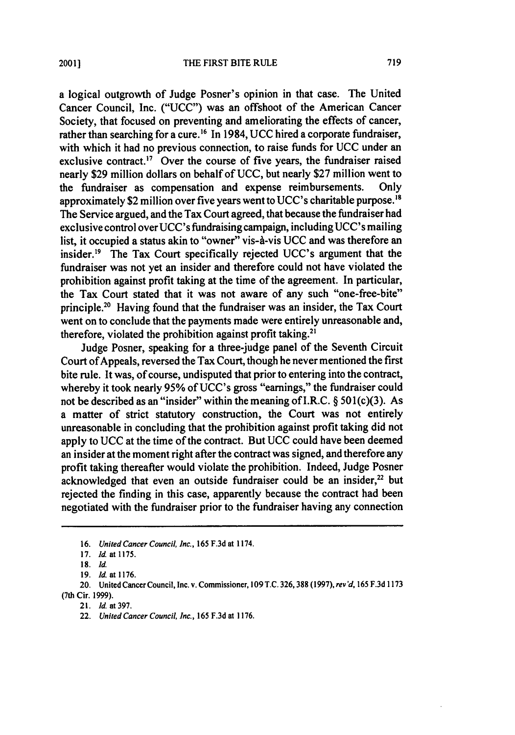a logical outgrowth of Judge Posner's opinion in that case. The United Cancer Council, Inc. ("UCC") was an offshoot of the American Cancer Society, that focused on preventing and ameliorating the effects of cancer, rather than searching for a cure.[16] In 1984, UCC hired a corporate fundraiser, with which it had no previous connection, to raise funds for UCC under an exclusive contract.[17] Over the course of five years, the fundraiser raised nearly $29 million dollars on behalf of UCC, but nearly $27 million went to the fundraiser as compensation and expense reimbursements. Only approximately $2 million over five years went to UCC's charitable purpose.[18] The Service argued, and the Tax Court agreed, that because the fundraiser had exclusive control over UCC's fundraising campaign, including UCC's mailing list, it occupied a status akin to "owner" vis-à-vis UCC and was therefore an insider.[19] The Tax Court specifically rejected UCC's argument that the fundraiser was not yet an insider and therefore could not have violated the prohibition against profit taking at the time of the agreement. In particular, the Tax Court stated that it was not aware of any such "one-free-bite" principle.[20] Having found that the fundraiser was an insider, the Tax Court went on to conclude that the payments made were entirely unreasonable and, therefore, violated the prohibition against profit taking.[21]

Judge Posner, speaking for a three-judge panel of the Seventh Circuit Court of Appeals, reversed the Tax Court, though he never mentioned the first bite rule. It was, of course, undisputed that prior to entering into the contract, whereby it took nearly 95% of UCC's gross "earnings," the fundraiser could not be described as an "insider" within the meaning of I.R.C. § 501(c)(3). As a matter of strict statutory construction, the Court was not entirely unreasonable in concluding that the prohibition against profit taking did not apply to UCC at the time of the contract. But UCC could have been deemed an insider at the moment right after the contract was signed, and therefore any profit taking thereafter would violate the prohibition. Indeed, Judge Posner acknowledged that even an outside fundraiser could be an insider,[22] but rejected the finding in this case, apparently because the contract had been negotiated with the fundraiser prior to the fundraiser having any connection

---

16. *United Cancer Council, Inc.*, 165 F.3d at 1174.

17. *Id.* at 1175.

18. *Id.*

19. *Id.* at 1176.

20. United Cancer Council, Inc. v. Commissioner, 109 T.C. 326, 388 (1997), *rev'd*, 165 F.3d 1173 (7th Cir. 1999).

21. *Id.* at 397.

22. *United Cancer Council, Inc.*, 165 F.3d at 1176.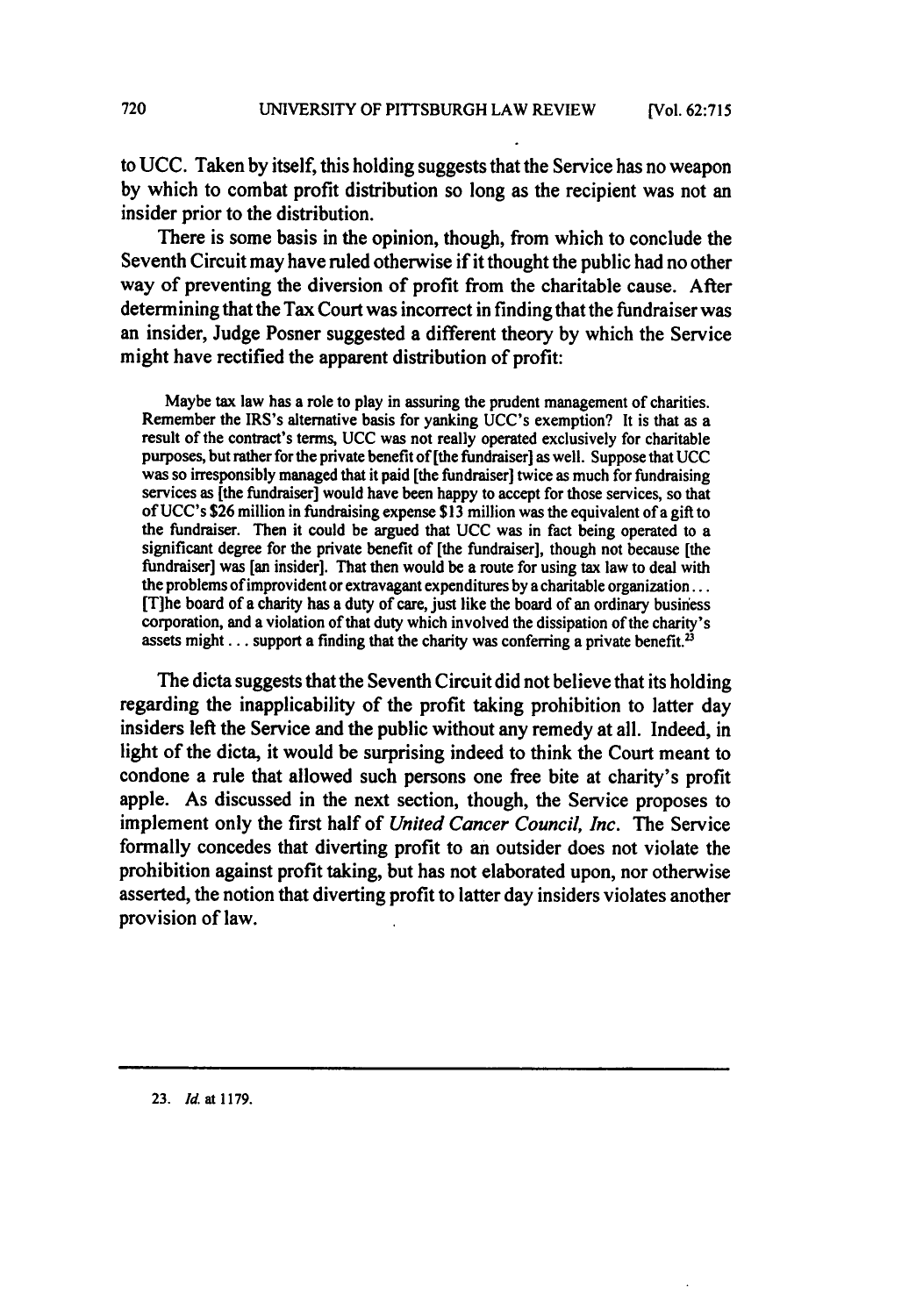to UCC. Taken by itself, this holding suggests that the Service has no weapon by which to combat profit distribution so long as the recipient was not an insider prior to the distribution.

There is some basis in the opinion, though, from which to conclude the Seventh Circuit may have ruled otherwise if it thought the public had no other way of preventing the diversion of profit from the charitable cause. After determining that the Tax Court was incorrect in finding that the fundraiser was an insider, Judge Posner suggested a different theory by which the Service might have rectified the apparent distribution of profit:

> Maybe tax law has a role to play in assuring the prudent management of charities. Remember the IRS's alternative basis for yanking UCC's exemption? It is that as a result of the contract's terms, UCC was not really operated exclusively for charitable purposes, but rather for the private benefit of [the fundraiser] as well. Suppose that UCC was so irresponsibly managed that it paid [the fundraiser] twice as much for fundraising services as [the fundraiser] would have been happy to accept for those services, so that of UCC's $26 million in fundraising expense $13 million was the equivalent of a gift to the fundraiser. Then it could be argued that UCC was in fact being operated to a significant degree for the private benefit of [the fundraiser], though not because [the fundraiser] was [an insider]. That then would be a route for using tax law to deal with the problems of improvident or extravagant expenditures by a charitable organization . . . [T]he board of a charity has a duty of care, just like the board of an ordinary business corporation, and a violation of that duty which involved the dissipation of the charity's assets might . . . support a finding that the charity was conferring a private benefit.[23]

The dicta suggests that the Seventh Circuit did not believe that its holding regarding the inapplicability of the profit taking prohibition to latter day insiders left the Service and the public without any remedy at all. Indeed, in light of the dicta, it would be surprising indeed to think the Court meant to condone a rule that allowed such persons one free bite at charity's profit apple. As discussed in the next section, though, the Service proposes to implement only the first half of *United Cancer Council, Inc.* The Service formally concedes that diverting profit to an outsider does not violate the prohibition against profit taking, but has not elaborated upon, nor otherwise asserted, the notion that diverting profit to latter day insiders violates another provision of law.

---

23. *Id.* at 1179.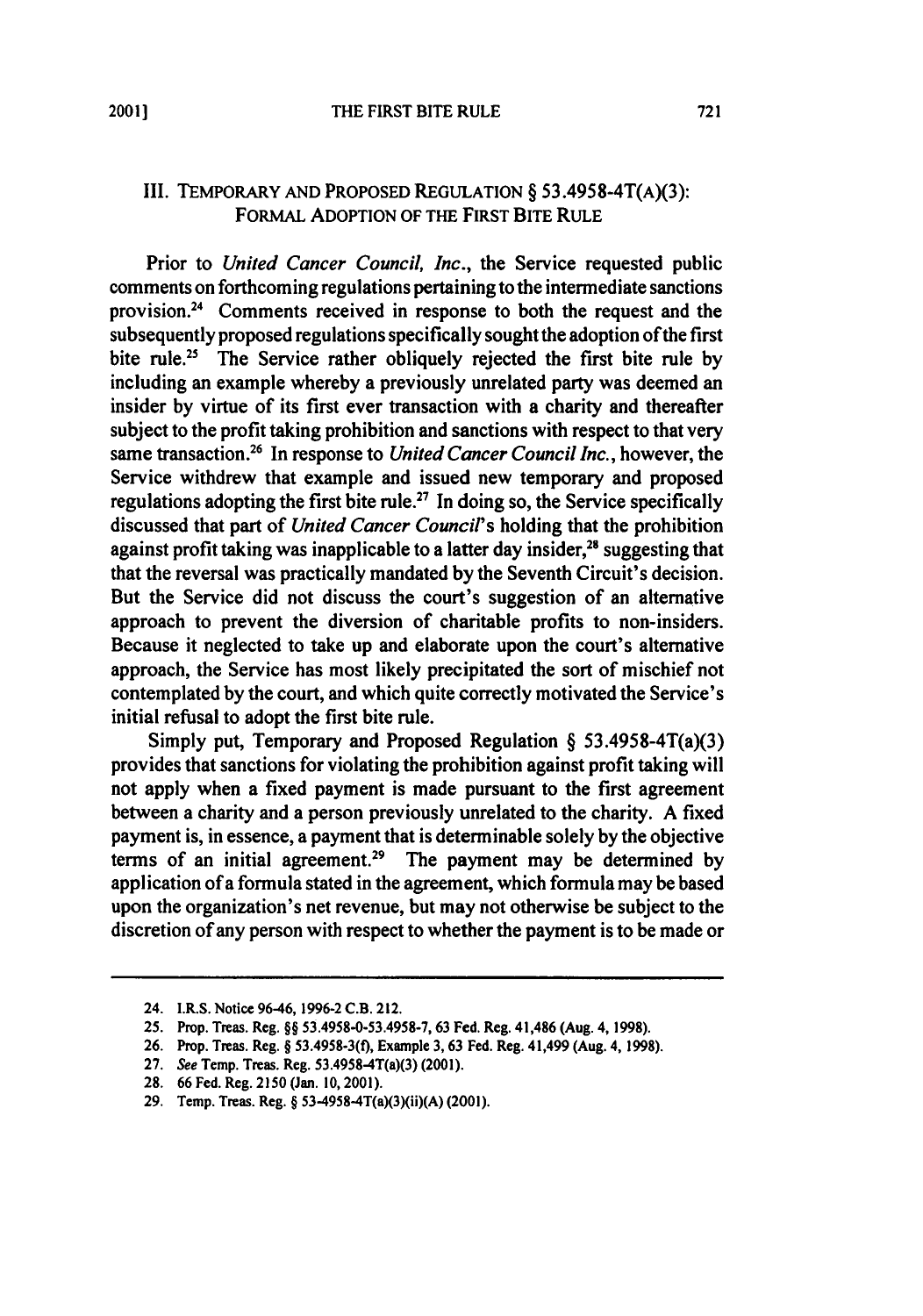## III. TEMPORARY AND PROPOSED REGULATION § 53.4958-4T(A)(3): FORMAL ADOPTION OF THE FIRST BITE RULE

Prior to *United Cancer Council, Inc.*, the Service requested public comments on forthcoming regulations pertaining to the intermediate sanctions provision.[24] Comments received in response to both the request and the subsequently proposed regulations specifically sought the adoption of the first bite rule.[25] The Service rather obliquely rejected the first bite rule by including an example whereby a previously unrelated party was deemed an insider by virtue of its first ever transaction with a charity and thereafter subject to the profit taking prohibition and sanctions with respect to that very same transaction.[26] In response to *United Cancer Council Inc.*, however, the Service withdrew that example and issued new temporary and proposed regulations adopting the first bite rule.[27] In doing so, the Service specifically discussed that part of *United Cancer Council*'s holding that the prohibition against profit taking was inapplicable to a latter day insider,[28] suggesting that that the reversal was practically mandated by the Seventh Circuit's decision. But the Service did not discuss the court's suggestion of an alternative approach to prevent the diversion of charitable profits to non-insiders. Because it neglected to take up and elaborate upon the court's alternative approach, the Service has most likely precipitated the sort of mischief not contemplated by the court, and which quite correctly motivated the Service's initial refusal to adopt the first bite rule.

Simply put, Temporary and Proposed Regulation § 53.4958-4T(a)(3) provides that sanctions for violating the prohibition against profit taking will not apply when a fixed payment is made pursuant to the first agreement between a charity and a person previously unrelated to the charity. A fixed payment is, in essence, a payment that is determinable solely by the objective terms of an initial agreement.[29] The payment may be determined by application of a formula stated in the agreement, which formula may be based upon the organization's net revenue, but may not otherwise be subject to the discretion of any person with respect to whether the payment is to be made or

---

24. I.R.S. Notice 96-46, 1996-2 C.B. 212.

25. Prop. Treas. Reg. §§ 53.4958-0-53.4958-7, 63 Fed. Reg. 41,486 (Aug. 4, 1998).

26. Prop. Treas. Reg. § 53.4958-3(f), Example 3, 63 Fed. Reg. 41,499 (Aug. 4, 1998).

27. *See* Temp. Treas. Reg. 53.4958-4T(a)(3) (2001).

28. 66 Fed. Reg. 2150 (Jan. 10, 2001).

29. Temp. Treas. Reg. § 53-4958-4T(a)(3)(ii)(A) (2001).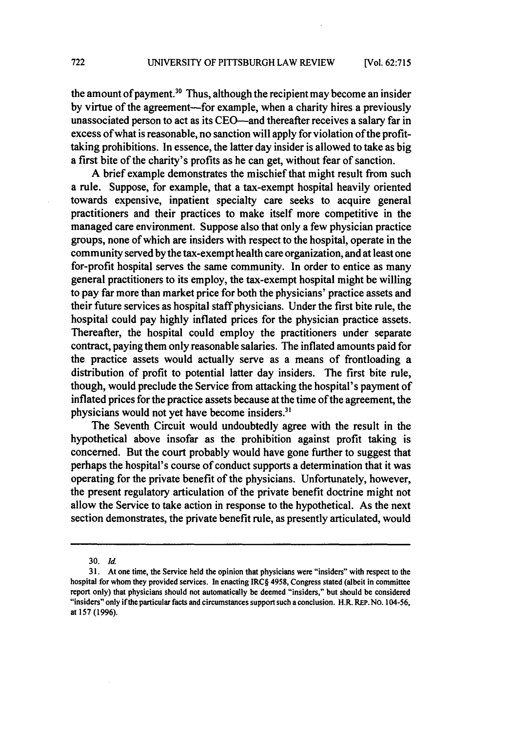the amount of payment.[30] Thus, although the recipient may become an insider by virtue of the agreement—for example, when a charity hires a previously unassociated person to act as its CEO—and thereafter receives a salary far in excess of what is reasonable, no sanction will apply for violation of the profit-taking prohibitions. In essence, the latter day insider is allowed to take as big a first bite of the charity's profits as he can get, without fear of sanction.

A brief example demonstrates the mischief that might result from such a rule. Suppose, for example, that a tax-exempt hospital heavily oriented towards expensive, inpatient specialty care seeks to acquire general practitioners and their practices to make itself more competitive in the managed care environment. Suppose also that only a few physician practice groups, none of which are insiders with respect to the hospital, operate in the community served by the tax-exempt health care organization, and at least one for-profit hospital serves the same community. In order to entice as many general practitioners to its employ, the tax-exempt hospital might be willing to pay far more than market price for both the physicians' practice assets and their future services as hospital staff physicians. Under the first bite rule, the hospital could pay highly inflated prices for the physician practice assets. Thereafter, the hospital could employ the practitioners under separate contract, paying them only reasonable salaries. The inflated amounts paid for the practice assets would actually serve as a means of frontloading a distribution of profit to potential latter day insiders. The first bite rule, though, would preclude the Service from attacking the hospital's payment of inflated prices for the practice assets because at the time of the agreement, the physicians would not yet have become insiders.[31]

The Seventh Circuit would undoubtedly agree with the result in the hypothetical above insofar as the prohibition against profit taking is concerned. But the court probably would have gone further to suggest that perhaps the hospital's course of conduct supports a determination that it was operating for the private benefit of the physicians. Unfortunately, however, the present regulatory articulation of the private benefit doctrine might not allow the Service to take action in response to the hypothetical. As the next section demonstrates, the private benefit rule, as presently articulated, would

---

30. *Id.*

31. At one time, the Service held the opinion that physicians were "insiders" with respect to the hospital for whom they provided services. In enacting IRC§ 4958, Congress stated (albeit in committee report only) that physicians should not automatically be deemed "insiders," but should be considered "insiders" only if the particular facts and circumstances support such a conclusion. H.R. REP. NO. 104-56, at 157 (1996).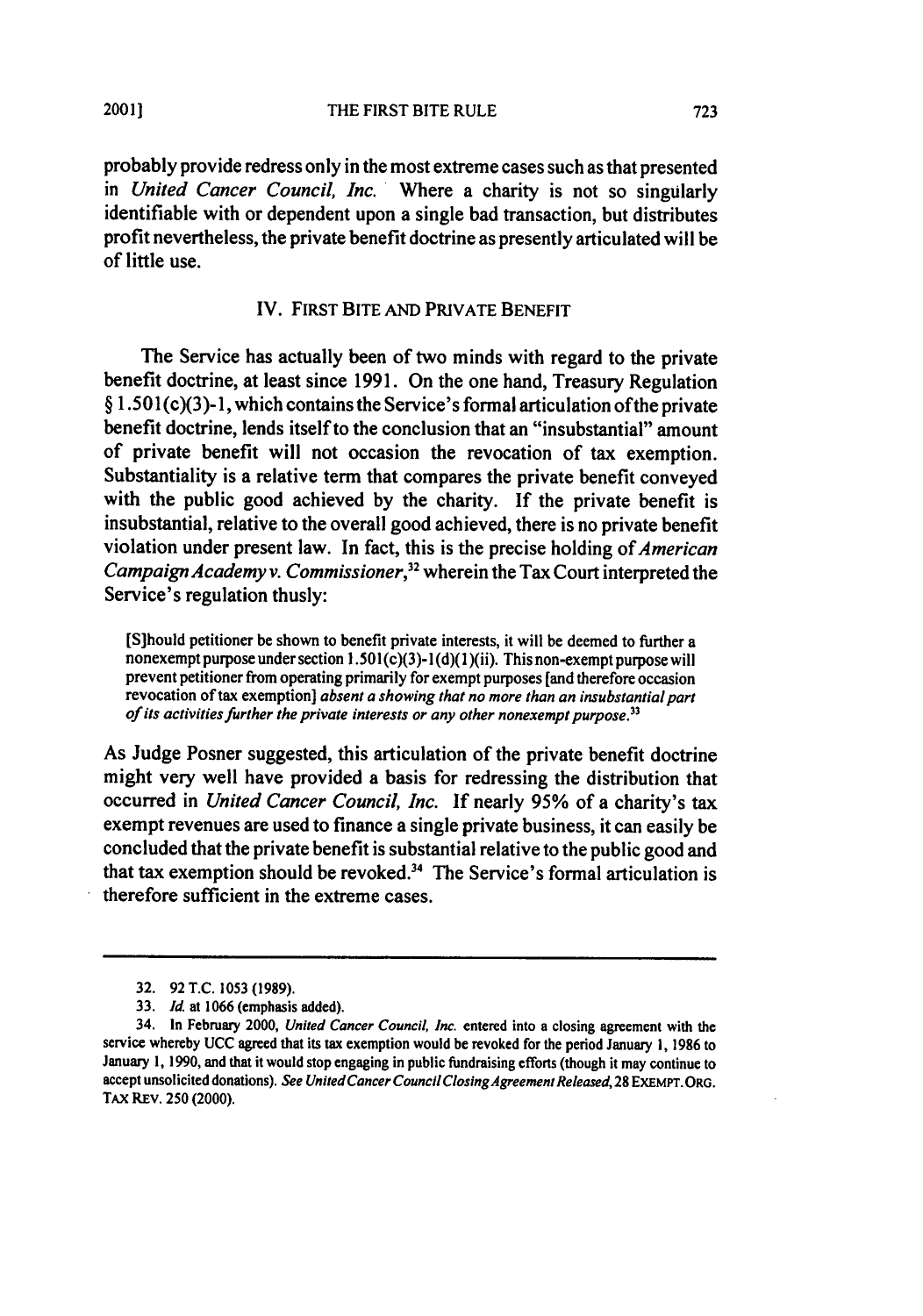probably provide redress only in the most extreme cases such as that presented in *United Cancer Council, Inc.* Where a charity is not so singularly identifiable with or dependent upon a single bad transaction, but distributes profit nevertheless, the private benefit doctrine as presently articulated will be of little use.

## IV. FIRST BITE AND PRIVATE BENEFIT

The Service has actually been of two minds with regard to the private benefit doctrine, at least since 1991. On the one hand, Treasury Regulation § 1.501(c)(3)-1, which contains the Service's formal articulation of the private benefit doctrine, lends itself to the conclusion that an "insubstantial" amount of private benefit will not occasion the revocation of tax exemption. Substantiality is a relative term that compares the private benefit conveyed with the public good achieved by the charity. If the private benefit is insubstantial, relative to the overall good achieved, there is no private benefit violation under present law. In fact, this is the precise holding of *American Campaign Academy v. Commissioner*,[32] wherein the Tax Court interpreted the Service's regulation thusly:

> [S]hould petitioner be shown to benefit private interests, it will be deemed to further a nonexempt purpose under section 1.501(c)(3)-1(d)(1)(ii). This non-exempt purpose will prevent petitioner from operating primarily for exempt purposes [and therefore occasion revocation of tax exemption] *absent a showing that no more than an insubstantial part of its activities further the private interests or any other nonexempt purpose.*[33]

As Judge Posner suggested, this articulation of the private benefit doctrine might very well have provided a basis for redressing the distribution that occurred in *United Cancer Council, Inc.* If nearly 95% of a charity's tax exempt revenues are used to finance a single private business, it can easily be concluded that the private benefit is substantial relative to the public good and that tax exemption should be revoked.[34] The Service's formal articulation is therefore sufficient in the extreme cases.

---

32. 92 T.C. 1053 (1989).

33. *Id.* at 1066 (emphasis added).

34. In February 2000, *United Cancer Council, Inc.* entered into a closing agreement with the service whereby UCC agreed that its tax exemption would be revoked for the period January 1, 1986 to January 1, 1990, and that it would stop engaging in public fundraising efforts (though it may continue to accept unsolicited donations). *See United Cancer Council Closing Agreement Released*, 28 EXEMPT. ORG. TAX REV. 250 (2000).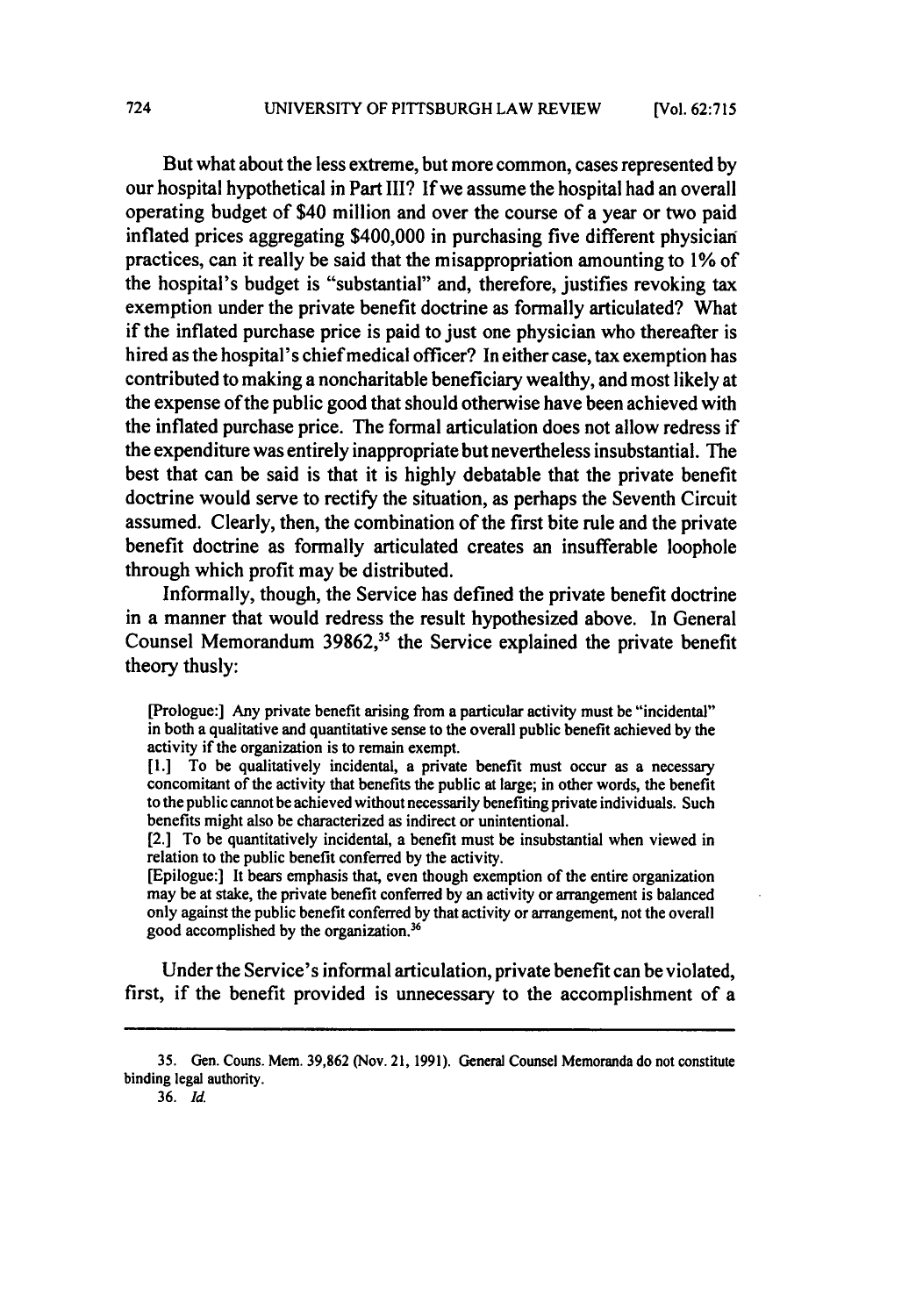But what about the less extreme, but more common, cases represented by our hospital hypothetical in Part III? If we assume the hospital had an overall operating budget of $40 million and over the course of a year or two paid inflated prices aggregating $400,000 in purchasing five different physician practices, can it really be said that the misappropriation amounting to 1% of the hospital's budget is "substantial" and, therefore, justifies revoking tax exemption under the private benefit doctrine as formally articulated? What if the inflated purchase price is paid to just one physician who thereafter is hired as the hospital's chief medical officer? In either case, tax exemption has contributed to making a noncharitable beneficiary wealthy, and most likely at the expense of the public good that should otherwise have been achieved with the inflated purchase price. The formal articulation does not allow redress if the expenditure was entirely inappropriate but nevertheless insubstantial. The best that can be said is that it is highly debatable that the private benefit doctrine would serve to rectify the situation, as perhaps the Seventh Circuit assumed. Clearly, then, the combination of the first bite rule and the private benefit doctrine as formally articulated creates an insufferable loophole through which profit may be distributed.

Informally, though, the Service has defined the private benefit doctrine in a manner that would redress the result hypothesized above. In General Counsel Memorandum 39862,[35] the Service explained the private benefit theory thusly:

> [Prologue:] Any private benefit arising from a particular activity must be "incidental" in both a qualitative and quantitative sense to the overall public benefit achieved by the activity if the organization is to remain exempt.
>
> [1.] To be qualitatively incidental, a private benefit must occur as a necessary concomitant of the activity that benefits the public at large; in other words, the benefit to the public cannot be achieved without necessarily benefiting private individuals. Such benefits might also be characterized as indirect or unintentional.
>
> [2.] To be quantitatively incidental, a benefit must be insubstantial when viewed in relation to the public benefit conferred by the activity.
>
> [Epilogue:] It bears emphasis that, even though exemption of the entire organization may be at stake, the private benefit conferred by an activity or arrangement is balanced only against the public benefit conferred by that activity or arrangement, not the overall good accomplished by the organization.[36]

Under the Service's informal articulation, private benefit can be violated, first, if the benefit provided is unnecessary to the accomplishment of a

---

35. Gen. Couns. Mem. 39,862 (Nov. 21, 1991). General Counsel Memoranda do not constitute binding legal authority.

36. *Id.*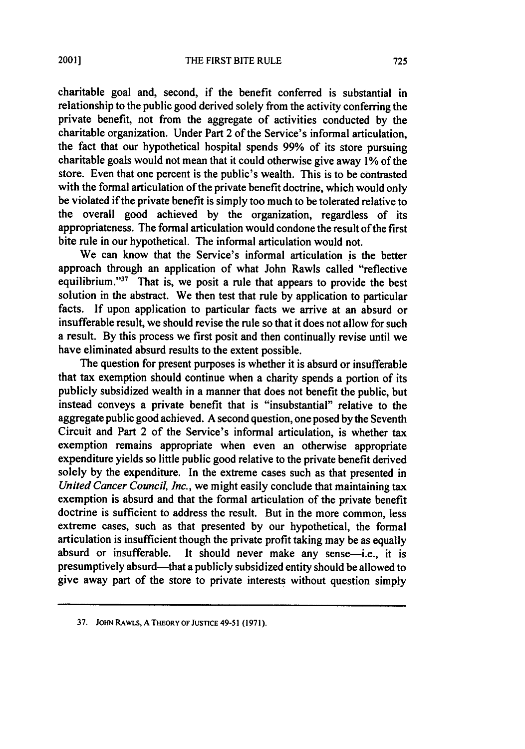charitable goal and, second, if the benefit conferred is substantial in relationship to the public good derived solely from the activity conferring the private benefit, not from the aggregate of activities conducted by the charitable organization. Under Part 2 of the Service's informal articulation, the fact that our hypothetical hospital spends 99% of its store pursuing charitable goals would not mean that it could otherwise give away 1% of the store. Even that one percent is the public's wealth. This is to be contrasted with the formal articulation of the private benefit doctrine, which would only be violated if the private benefit is simply too much to be tolerated relative to the overall good achieved by the organization, regardless of its appropriateness. The formal articulation would condone the result of the first bite rule in our hypothetical. The informal articulation would not.

We can know that the Service's informal articulation is the better approach through an application of what John Rawls called "reflective equilibrium."[37] That is, we posit a rule that appears to provide the best solution in the abstract. We then test that rule by application to particular facts. If upon application to particular facts we arrive at an absurd or insufferable result, we should revise the rule so that it does not allow for such a result. By this process we first posit and then continually revise until we have eliminated absurd results to the extent possible.

The question for present purposes is whether it is absurd or insufferable that tax exemption should continue when a charity spends a portion of its publicly subsidized wealth in a manner that does not benefit the public, but instead conveys a private benefit that is "insubstantial" relative to the aggregate public good achieved. A second question, one posed by the Seventh Circuit and Part 2 of the Service's informal articulation, is whether tax exemption remains appropriate when even an otherwise appropriate expenditure yields so little public good relative to the private benefit derived solely by the expenditure. In the extreme cases such as that presented in *United Cancer Council, Inc.*, we might easily conclude that maintaining tax exemption is absurd and that the formal articulation of the private benefit doctrine is sufficient to address the result. But in the more common, less extreme cases, such as that presented by our hypothetical, the formal articulation is insufficient though the private profit taking may be as equally absurd or insufferable. It should never make any sense—i.e., it is presumptively absurd—that a publicly subsidized entity should be allowed to give away part of the store to private interests without question simply

37. JOHN RAWLS, A THEORY OF JUSTICE 49-51 (1971).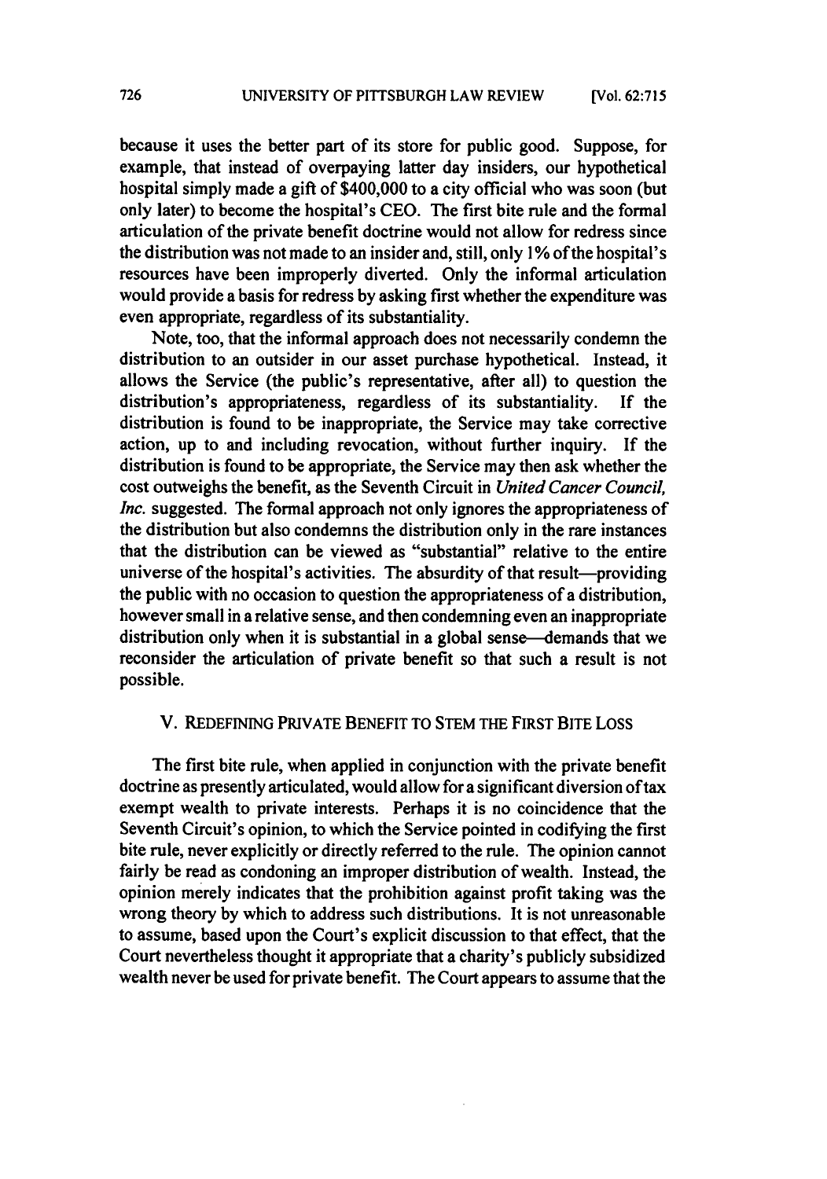because it uses the better part of its store for public good. Suppose, for example, that instead of overpaying latter day insiders, our hypothetical hospital simply made a gift of $400,000 to a city official who was soon (but only later) to become the hospital's CEO. The first bite rule and the formal articulation of the private benefit doctrine would not allow for redress since the distribution was not made to an insider and, still, only 1% of the hospital's resources have been improperly diverted. Only the informal articulation would provide a basis for redress by asking first whether the expenditure was even appropriate, regardless of its substantiality.

Note, too, that the informal approach does not necessarily condemn the distribution to an outsider in our asset purchase hypothetical. Instead, it allows the Service (the public's representative, after all) to question the distribution's appropriateness, regardless of its substantiality. If the distribution is found to be inappropriate, the Service may take corrective action, up to and including revocation, without further inquiry. If the distribution is found to be appropriate, the Service may then ask whether the cost outweighs the benefit, as the Seventh Circuit in *United Cancer Council, Inc.* suggested. The formal approach not only ignores the appropriateness of the distribution but also condemns the distribution only in the rare instances that the distribution can be viewed as "substantial" relative to the entire universe of the hospital's activities. The absurdity of that result—providing the public with no occasion to question the appropriateness of a distribution, however small in a relative sense, and then condemning even an inappropriate distribution only when it is substantial in a global sense—demands that we reconsider the articulation of private benefit so that such a result is not possible.

## V. Redefining Private Benefit to Stem the First Bite Loss

The first bite rule, when applied in conjunction with the private benefit doctrine as presently articulated, would allow for a significant diversion of tax exempt wealth to private interests. Perhaps it is no coincidence that the Seventh Circuit's opinion, to which the Service pointed in codifying the first bite rule, never explicitly or directly referred to the rule. The opinion cannot fairly be read as condoning an improper distribution of wealth. Instead, the opinion merely indicates that the prohibition against profit taking was the wrong theory by which to address such distributions. It is not unreasonable to assume, based upon the Court's explicit discussion to that effect, that the Court nevertheless thought it appropriate that a charity's publicly subsidized wealth never be used for private benefit. The Court appears to assume that the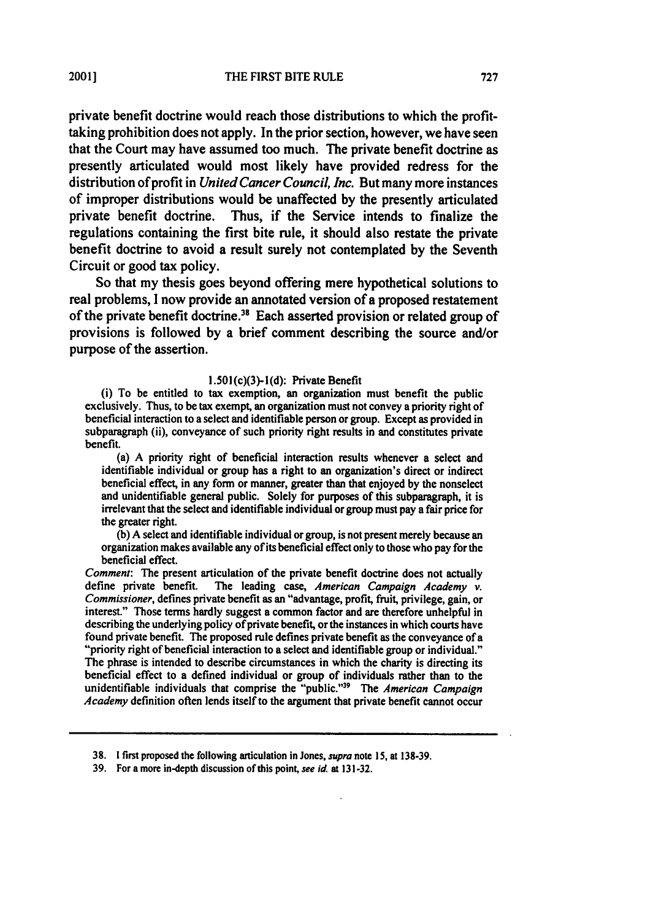private benefit doctrine would reach those distributions to which the profit-taking prohibition does not apply. In the prior section, however, we have seen that the Court may have assumed too much. The private benefit doctrine as presently articulated would most likely have provided redress for the distribution of profit in *United Cancer Council, Inc.* But many more instances of improper distributions would be unaffected by the presently articulated private benefit doctrine. Thus, if the Service intends to finalize the regulations containing the first bite rule, it should also restate the private benefit doctrine to avoid a result surely not contemplated by the Seventh Circuit or good tax policy.

So that my thesis goes beyond offering mere hypothetical solutions to real problems, I now provide an annotated version of a proposed restatement of the private benefit doctrine.[38] Each asserted provision or related group of provisions is followed by a brief comment describing the source and/or purpose of the assertion.

1.501(c)(3)-1(d): Private Benefit

(i) To be entitled to tax exemption, an organization must benefit the public exclusively. Thus, to be tax exempt, an organization must not convey a priority right of beneficial interaction to a select and identifiable person or group. Except as provided in subparagraph (ii), conveyance of such priority right results in and constitutes private benefit.

(a) A priority right of beneficial interaction results whenever a select and identifiable individual or group has a right to an organization's direct or indirect beneficial effect, in any form or manner, greater than that enjoyed by the nonselect and unidentifiable general public. Solely for purposes of this subparagraph, it is irrelevant that the select and identifiable individual or group must pay a fair price for the greater right.

(b) A select and identifiable individual or group, is not present merely because an organization makes available any of its beneficial effect only to those who pay for the beneficial effect.

*Comment*: The present articulation of the private benefit doctrine does not actually define private benefit. The leading case, *American Campaign Academy v. Commissioner*, defines private benefit as an "advantage, profit, fruit, privilege, gain, or interest." Those terms hardly suggest a common factor and are therefore unhelpful in describing the underlying policy of private benefit, or the instances in which courts have found private benefit. The proposed rule defines private benefit as the conveyance of a "priority right of beneficial interaction to a select and identifiable group or individual." The phrase is intended to describe circumstances in which the charity is directing its beneficial effect to a defined individual or group of individuals rather than to the unidentifiable individuals that comprise the "public."[39] The *American Campaign Academy* definition often lends itself to the argument that private benefit cannot occur

---

38. I first proposed the following articulation in Jones, *supra* note 15, at 138-39.

39. For a more in-depth discussion of this point, *see id.* at 131-32.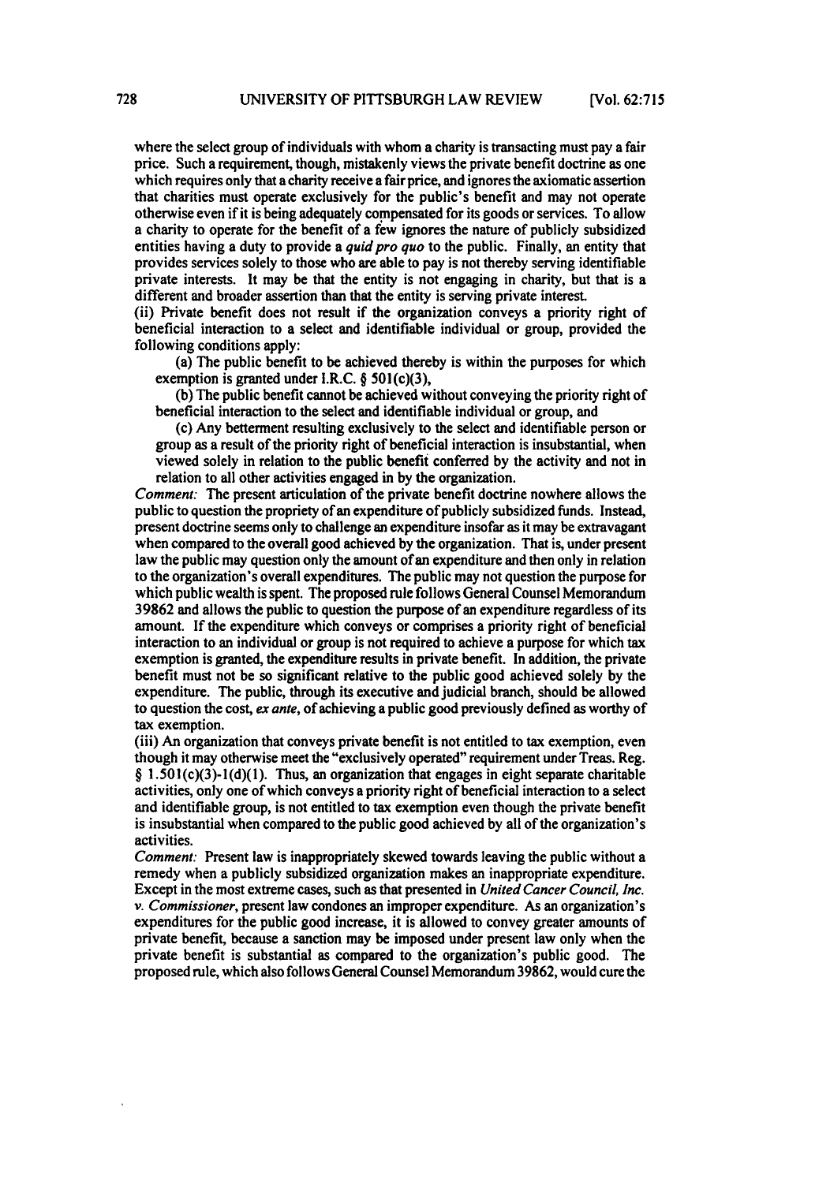where the select group of individuals with whom a charity is transacting must pay a fair price. Such a requirement, though, mistakenly views the private benefit doctrine as one which requires only that a charity receive a fair price, and ignores the axiomatic assertion that charities must operate exclusively for the public's benefit and may not operate otherwise even if it is being adequately compensated for its goods or services. To allow a charity to operate for the benefit of a few ignores the nature of publicly subsidized entities having a duty to provide a *quid pro quo* to the public. Finally, an entity that provides services solely to those who are able to pay is not thereby serving identifiable private interests. It may be that the entity is not engaging in charity, but that is a different and broader assertion than that the entity is serving private interest.

(ii) Private benefit does not result if the organization conveys a priority right of beneficial interaction to a select and identifiable individual or group, provided the following conditions apply:

(a) The public benefit to be achieved thereby is within the purposes for which exemption is granted under I.R.C. § 501(c)(3),

(b) The public benefit cannot be achieved without conveying the priority right of beneficial interaction to the select and identifiable individual or group, and

(c) Any betterment resulting exclusively to the select and identifiable person or group as a result of the priority right of beneficial interaction is insubstantial, when viewed solely in relation to the public benefit conferred by the activity and not in relation to all other activities engaged in by the organization.

*Comment:* The present articulation of the private benefit doctrine nowhere allows the public to question the propriety of an expenditure of publicly subsidized funds. Instead, present doctrine seems only to challenge an expenditure insofar as it may be extravagant when compared to the overall good achieved by the organization. That is, under present law the public may question only the amount of an expenditure and then only in relation to the organization's overall expenditures. The public may not question the purpose for which public wealth is spent. The proposed rule follows General Counsel Memorandum 39862 and allows the public to question the purpose of an expenditure regardless of its amount. If the expenditure which conveys or comprises a priority right of beneficial interaction to an individual or group is not required to achieve a purpose for which tax exemption is granted, the expenditure results in private benefit. In addition, the private benefit must not be so significant relative to the public good achieved solely by the expenditure. The public, through its executive and judicial branch, should be allowed to question the cost, *ex ante*, of achieving a public good previously defined as worthy of tax exemption.

(iii) An organization that conveys private benefit is not entitled to tax exemption, even though it may otherwise meet the "exclusively operated" requirement under Treas. Reg. § 1.501(c)(3)-1(d)(1). Thus, an organization that engages in eight separate charitable activities, only one of which conveys a priority right of beneficial interaction to a select and identifiable group, is not entitled to tax exemption even though the private benefit is insubstantial when compared to the public good achieved by all of the organization's activities.

*Comment:* Present law is inappropriately skewed towards leaving the public without a remedy when a publicly subsidized organization makes an inappropriate expenditure. Except in the most extreme cases, such as that presented in *United Cancer Council, Inc. v. Commissioner*, present law condones an improper expenditure. As an organization's expenditures for the public good increase, it is allowed to convey greater amounts of private benefit, because a sanction may be imposed under present law only when the private benefit is substantial as compared to the organization's public good. The proposed rule, which also follows General Counsel Memorandum 39862, would cure the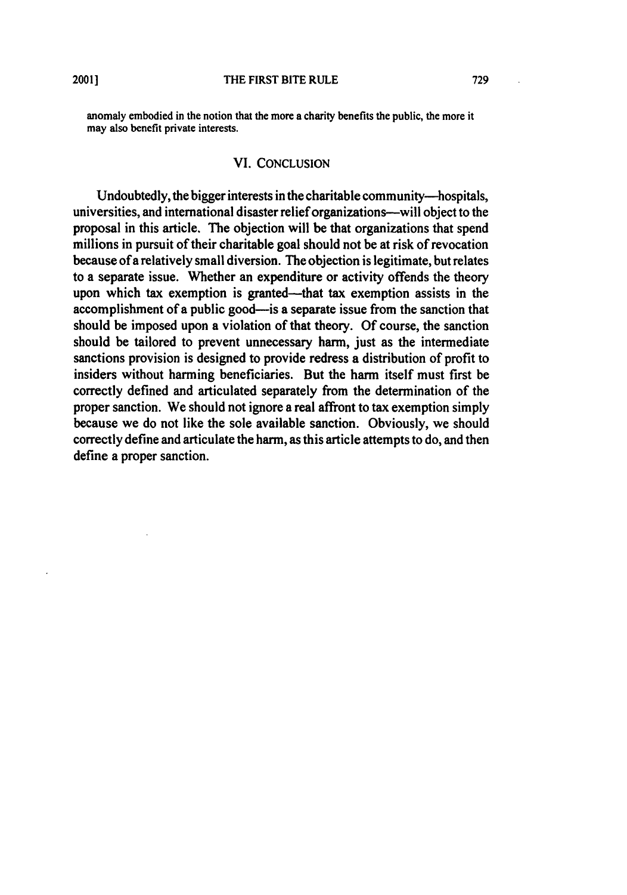anomaly embodied in the notion that the more a charity benefits the public, the more it may also benefit private interests.

## VI. CONCLUSION

Undoubtedly, the bigger interests in the charitable community—hospitals, universities, and international disaster relief organizations—will object to the proposal in this article. The objection will be that organizations that spend millions in pursuit of their charitable goal should not be at risk of revocation because of a relatively small diversion. The objection is legitimate, but relates to a separate issue. Whether an expenditure or activity offends the theory upon which tax exemption is granted—that tax exemption assists in the accomplishment of a public good—is a separate issue from the sanction that should be imposed upon a violation of that theory. Of course, the sanction should be tailored to prevent unnecessary harm, just as the intermediate sanctions provision is designed to provide redress a distribution of profit to insiders without harming beneficiaries. But the harm itself must first be correctly defined and articulated separately from the determination of the proper sanction. We should not ignore a real affront to tax exemption simply because we do not like the sole available sanction. Obviously, we should correctly define and articulate the harm, as this article attempts to do, and then define a proper sanction.